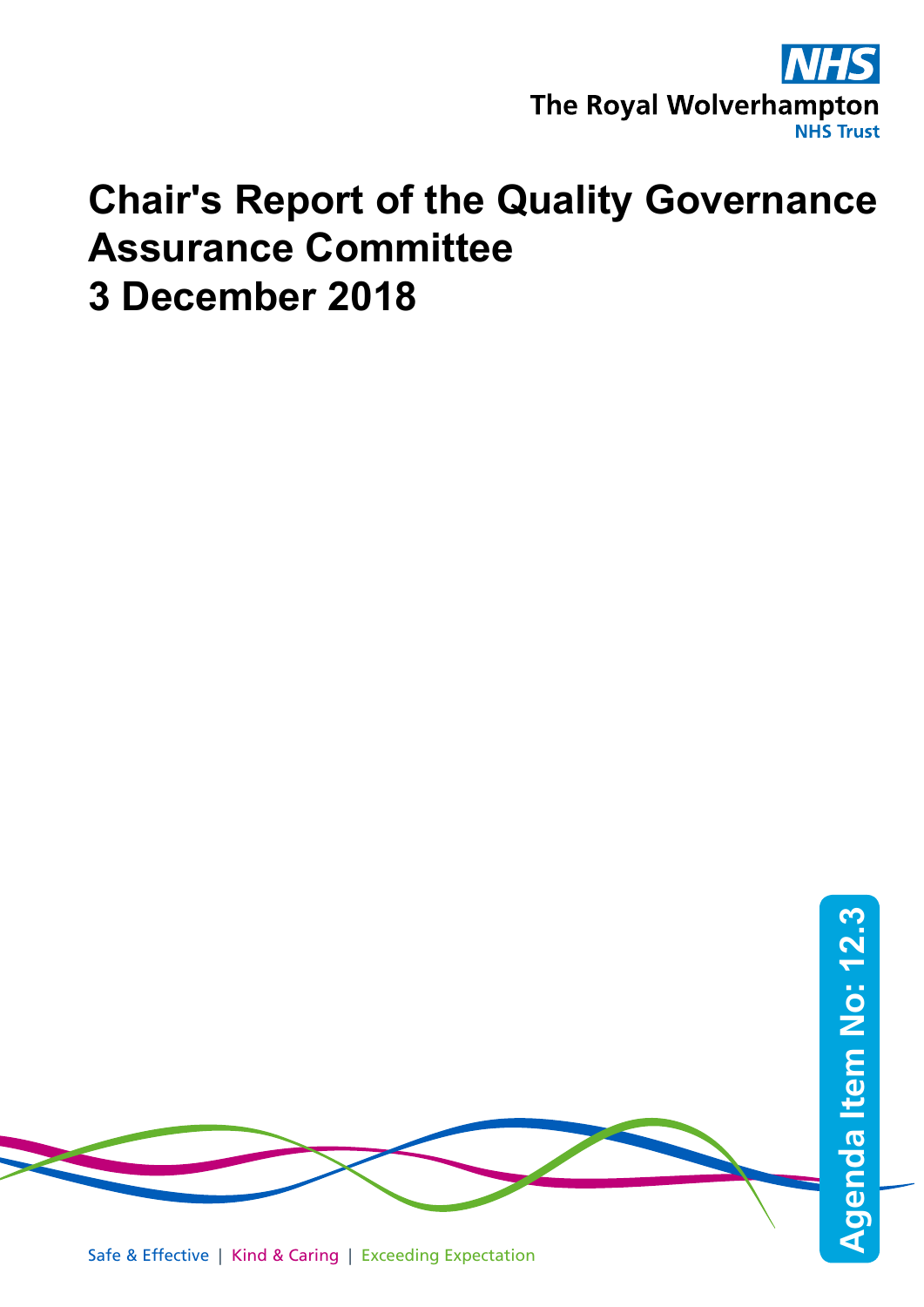NHS

The Royal Wolverhampton NHS Trust

# Chair's Report of the Quality Governance Assurance Committee 3 December 2018

Agenda Item No: 12.3

Safe & Effective | Kind & Caring | Exceeding Expectation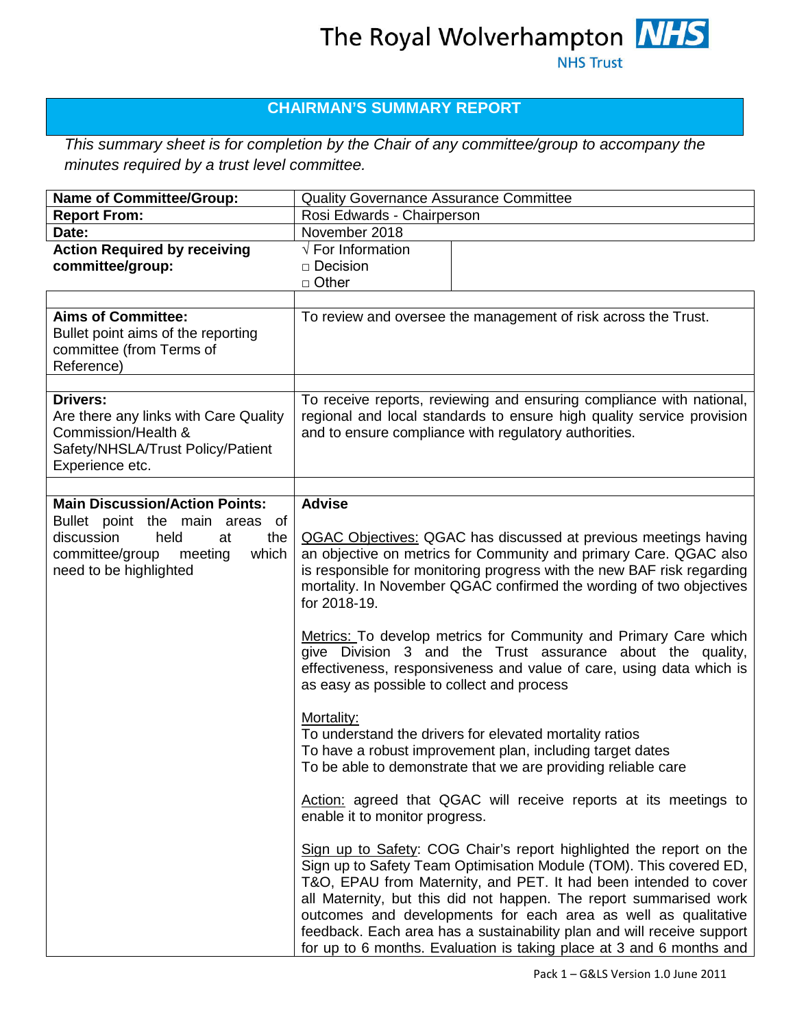The Royal Wolverhampton NHS Trust

## CHAIRMAN'S SUMMARY REPORT

*This summary sheet is for completion by the Chair of any committee/group to accompany the minutes required by a trust level committee.*

| | |
|---|---|
| **Name of Committee/Group:** | Quality Governance Assurance Committee |
| **Report From:** | Rosi Edwards - Chairperson |
| **Date:** | November 2018 |
| **Action Required by receiving committee/group:** | √ For Information<br>□ Decision<br>□ Other |
| | |
| **Aims of Committee:**<br>Bullet point aims of the reporting committee (from Terms of Reference) | To review and oversee the management of risk across the Trust. |
| | |
| **Drivers:**<br>Are there any links with Care Quality Commission/Health & Safety/NHSLA/Trust Policy/Patient Experience etc. | To receive reports, reviewing and ensuring compliance with national, regional and local standards to ensure high quality service provision and to ensure compliance with regulatory authorities. |
| | |
| **Main Discussion/Action Points:**<br>Bullet point the main areas of discussion held at the committee/group meeting which need to be highlighted | **Advise**<br><br>QGAC Objectives: QGAC has discussed at previous meetings having an objective on metrics for Community and primary Care. QGAC also is responsible for monitoring progress with the new BAF risk regarding mortality. In November QGAC confirmed the wording of two objectives for 2018-19.<br><br>Metrics: To develop metrics for Community and Primary Care which give Division 3 and the Trust assurance about the quality, effectiveness, responsiveness and value of care, using data which is as easy as possible to collect and process<br><br>Mortality:<br>To understand the drivers for elevated mortality ratios<br>To have a robust improvement plan, including target dates<br>To be able to demonstrate that we are providing reliable care<br><br>Action: agreed that QGAC will receive reports at its meetings to enable it to monitor progress.<br><br>Sign up to Safety: COG Chair's report highlighted the report on the Sign up to Safety Team Optimisation Module (TOM). This covered ED, T&O, EPAU from Maternity, and PET. It had been intended to cover all Maternity, but this did not happen. The report summarised work outcomes and developments for each area as well as qualitative feedback. Each area has a sustainability plan and will receive support for up to 6 months. Evaluation is taking place at 3 and 6 months and |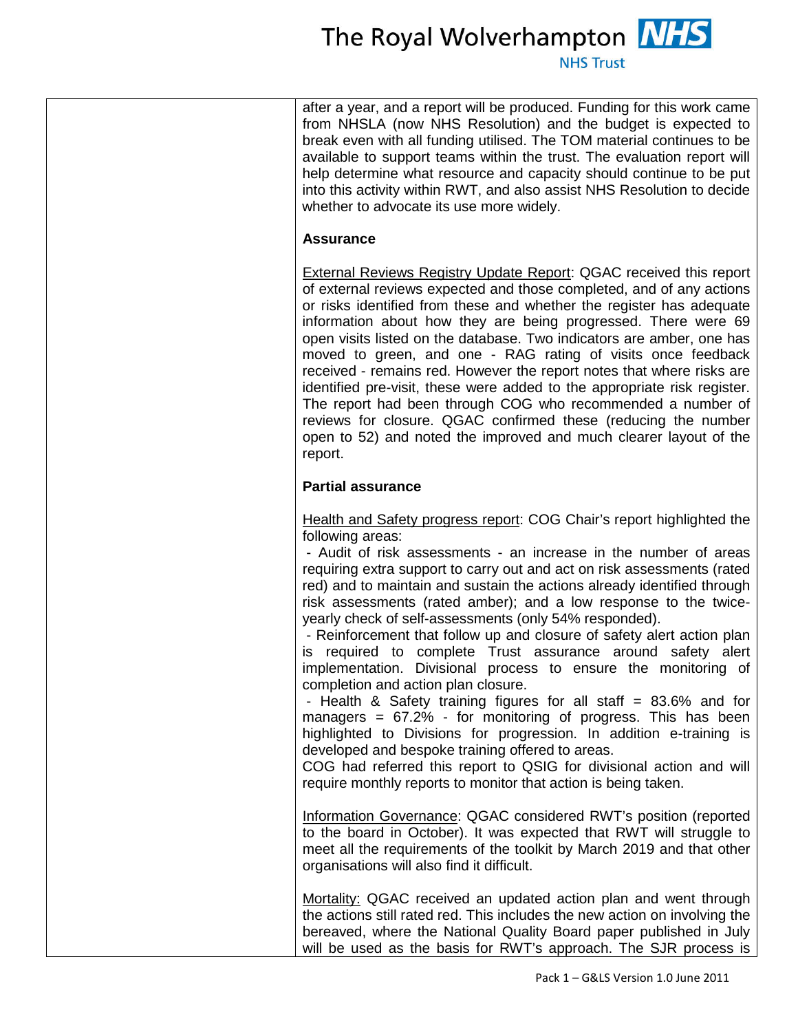| | after a year, and a report will be produced. Funding for this work came from NHSLA (now NHS Resolution) and the budget is expected to break even with all funding utilised. The TOM material continues to be available to support teams within the trust. The evaluation report will help determine what resource and capacity should continue to be put into this activity within RWT, and also assist NHS Resolution to decide whether to advocate its use more widely.<br><br>**Assurance**<br><br>External Reviews Registry Update Report: QGAC received this report of external reviews expected and those completed, and of any actions or risks identified from these and whether the register has adequate information about how they are being progressed. There were 69 open visits listed on the database. Two indicators are amber, one has moved to green, and one - RAG rating of visits once feedback received - remains red. However the report notes that where risks are identified pre-visit, these were added to the appropriate risk register. The report had been through COG who recommended a number of reviews for closure. QGAC confirmed these (reducing the number open to 52) and noted the improved and much clearer layout of the report.<br><br>**Partial assurance**<br><br>Health and Safety progress report: COG Chair's report highlighted the following areas:<br>- Audit of risk assessments - an increase in the number of areas requiring extra support to carry out and act on risk assessments (rated red) and to maintain and sustain the actions already identified through risk assessments (rated amber); and a low response to the twice-yearly check of self-assessments (only 54% responded).<br>- Reinforcement that follow up and closure of safety alert action plan is required to complete Trust assurance around safety alert implementation. Divisional process to ensure the monitoring of completion and action plan closure.<br>- Health & Safety training figures for all staff = 83.6% and for managers = 67.2% - for monitoring of progress. This has been highlighted to Divisions for progression. In addition e-training is developed and bespoke training offered to areas.<br>COG had referred this report to QSIG for divisional action and will require monthly reports to monitor that action is being taken.<br><br>Information Governance: QGAC considered RWT's position (reported to the board in October). It was expected that RWT will struggle to meet all the requirements of the toolkit by March 2019 and that other organisations will also find it difficult.<br><br>Mortality: QGAC received an updated action plan and went through the actions still rated red. This includes the new action on involving the bereaved, where the National Quality Board paper published in July will be used as the basis for RWT's approach. The SJR process is |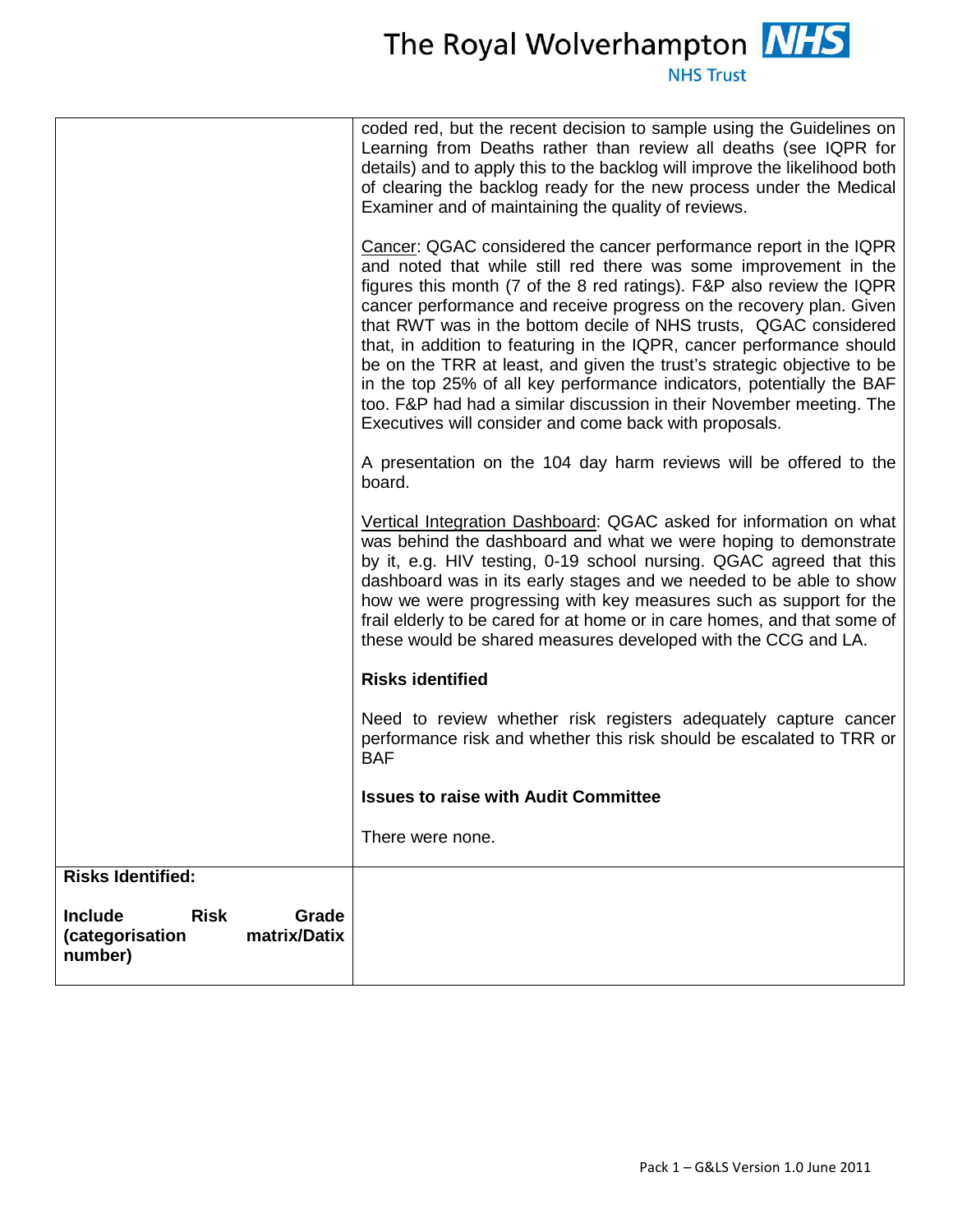| | |
|---|---|
| | coded red, but the recent decision to sample using the Guidelines on Learning from Deaths rather than review all deaths (see IQPR for details) and to apply this to the backlog will improve the likelihood both of clearing the backlog ready for the new process under the Medical Examiner and of maintaining the quality of reviews.<br><br>Cancer: QGAC considered the cancer performance report in the IQPR and noted that while still red there was some improvement in the figures this month (7 of the 8 red ratings). F&P also review the IQPR cancer performance and receive progress on the recovery plan. Given that RWT was in the bottom decile of NHS trusts, QGAC considered that, in addition to featuring in the IQPR, cancer performance should be on the TRR at least, and given the trust's strategic objective to be in the top 25% of all key performance indicators, potentially the BAF too. F&P had had a similar discussion in their November meeting. The Executives will consider and come back with proposals.<br><br>A presentation on the 104 day harm reviews will be offered to the board.<br><br>Vertical Integration Dashboard: QGAC asked for information on what was behind the dashboard and what we were hoping to demonstrate by it, e.g. HIV testing, 0-19 school nursing. QGAC agreed that this dashboard was in its early stages and we needed to be able to show how we were progressing with key measures such as support for the frail elderly to be cared for at home or in care homes, and that some of these would be shared measures developed with the CCG and LA.<br><br>**Risks identified**<br><br>Need to review whether risk registers adequately capture cancer performance risk and whether this risk should be escalated to TRR or BAF<br><br>**Issues to raise with Audit Committee**<br><br>There were none. |
| **Risks Identified:**<br><br>**Include Risk Grade (categorisation matrix/Datix number)** | |